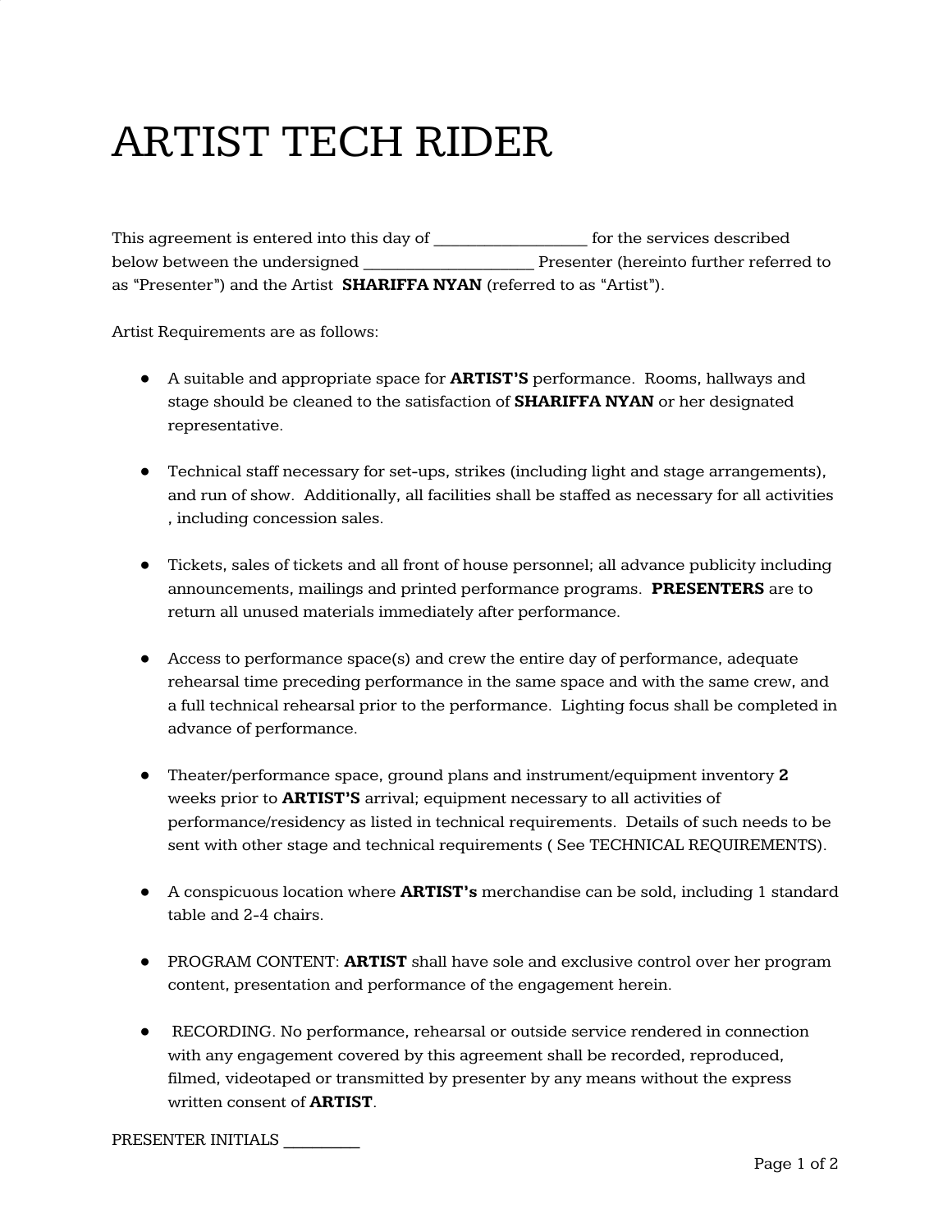# ARTIST TECH RIDER

This agreement is entered into this day of ___________________ for the services described below between the undersigned _____________________ Presenter (hereinto further referred to as "Presenter") and the Artist **SHARIFFA NYAN** (referred to as "Artist").

Artist Requirements are as follows:

- A suitable and appropriate space for **ARTIST'S** performance. Rooms, hallways and stage should be cleaned to the satisfaction of **SHARIFFA NYAN** or her designated representative.
- Technical staff necessary for set-ups, strikes (including light and stage arrangements), and run of show. Additionally, all facilities shall be staffed as necessary for all activities , including concession sales.
- Tickets, sales of tickets and all front of house personnel; all advance publicity including announcements, mailings and printed performance programs. **PRESENTERS** are to return all unused materials immediately after performance.
- Access to performance space(s) and crew the entire day of performance, adequate rehearsal time preceding performance in the same space and with the same crew, and a full technical rehearsal prior to the performance. Lighting focus shall be completed in advance of performance.
- Theater/performance space, ground plans and instrument/equipment inventory **2** weeks prior to **ARTIST'S** arrival; equipment necessary to all activities of performance/residency as listed in technical requirements. Details of such needs to be sent with other stage and technical requirements ( See TECHNICAL REQUIREMENTS).
- A conspicuous location where **ARTIST's** merchandise can be sold, including 1 standard table and 2-4 chairs.
- PROGRAM CONTENT: **ARTIST** shall have sole and exclusive control over her program content, presentation and performance of the engagement herein.
- RECORDING. No performance, rehearsal or outside service rendered in connection with any engagement covered by this agreement shall be recorded, reproduced, filmed, videotaped or transmitted by presenter by any means without the express written consent of **ARTIST**.

PRESENTER INITIALS __________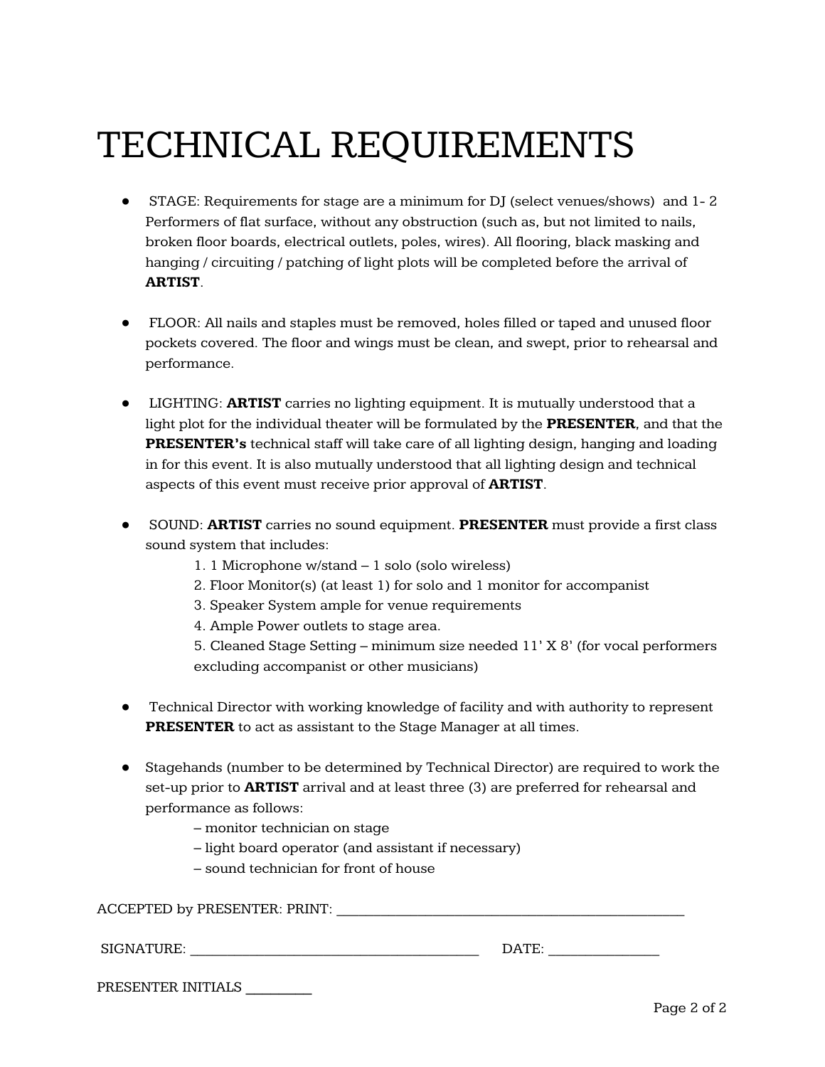# TECHNICAL REQUIREMENTS

- STAGE: Requirements for stage are a minimum for DJ (select venues/shows) and 1- 2 Performers of flat surface, without any obstruction (such as, but not limited to nails, broken floor boards, electrical outlets, poles, wires). All flooring, black masking and hanging / circuiting / patching of light plots will be completed before the arrival of **ARTIST**.

- FLOOR: All nails and staples must be removed, holes filled or taped and unused floor pockets covered. The floor and wings must be clean, and swept, prior to rehearsal and performance.

- LIGHTING: **ARTIST** carries no lighting equipment. It is mutually understood that a light plot for the individual theater will be formulated by the **PRESENTER**, and that the **PRESENTER's** technical staff will take care of all lighting design, hanging and loading in for this event. It is also mutually understood that all lighting design and technical aspects of this event must receive prior approval of **ARTIST**.

- SOUND: **ARTIST** carries no sound equipment. **PRESENTER** must provide a first class sound system that includes:
    1. 1 Microphone w/stand – 1 solo (solo wireless)
    2. Floor Monitor(s) (at least 1) for solo and 1 monitor for accompanist
    3. Speaker System ample for venue requirements
    4. Ample Power outlets to stage area.
    5. Cleaned Stage Setting – minimum size needed 11' X 8' (for vocal performers excluding accompanist or other musicians)

- Technical Director with working knowledge of facility and with authority to represent **PRESENTER** to act as assistant to the Stage Manager at all times.

- Stagehands (number to be determined by Technical Director) are required to work the set-up prior to **ARTIST** arrival and at least three (3) are preferred for rehearsal and performance as follows:
    – monitor technician on stage
    – light board operator (and assistant if necessary)
    – sound technician for front of house

ACCEPTED by PRESENTER: PRINT: ______________________________________________

SIGNATURE: ________________________________________ DATE: ________________

PRESENTER INITIALS __________